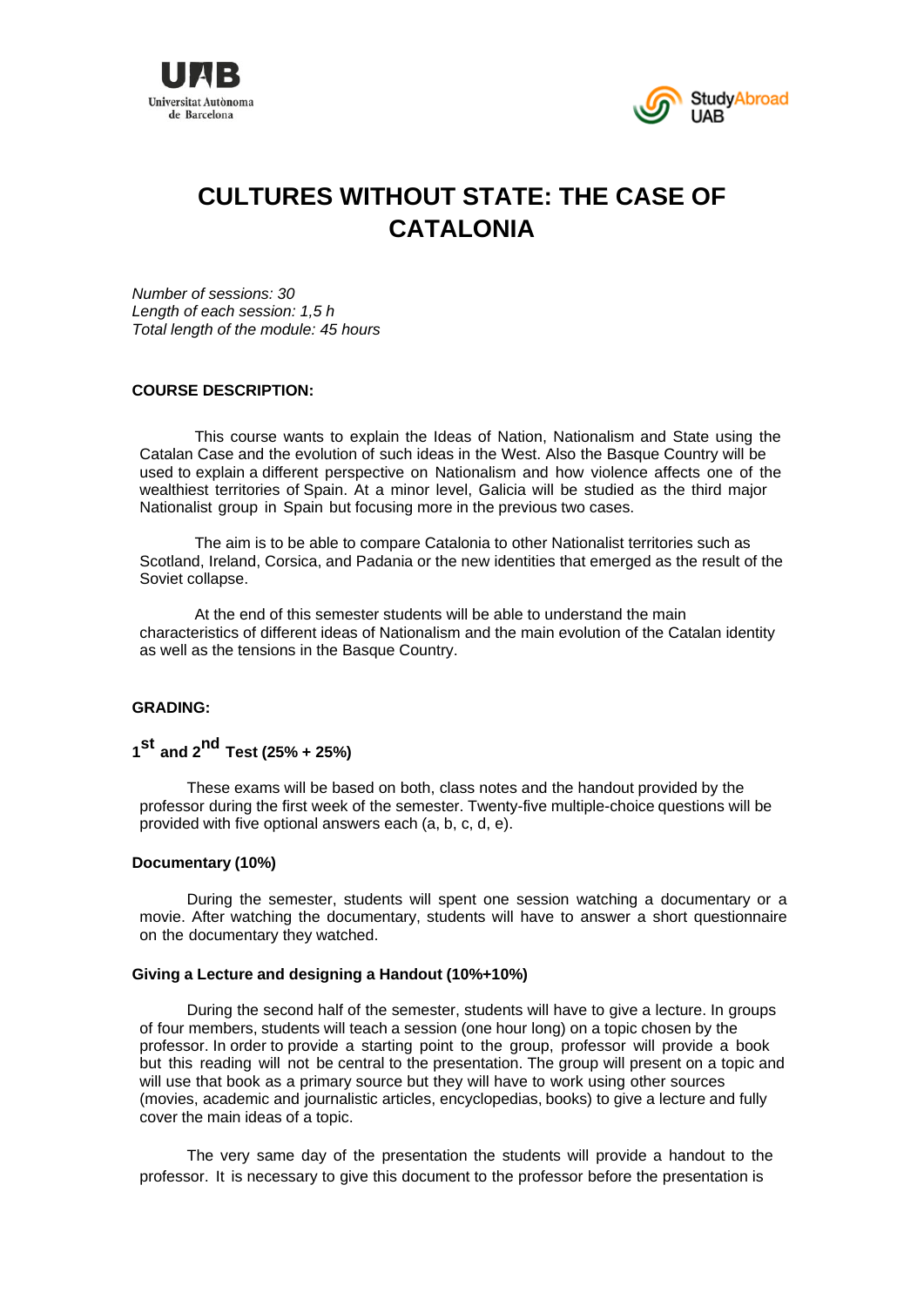# CULTURES WITHOUT STATE: THE CASE OF CATALONIA

*Number of sessions: 30*
*Length of each session: 1,5 h*
*Total length of the module: 45 hours*

**COURSE DESCRIPTION:**

This course wants to explain the Ideas of Nation, Nationalism and State using the Catalan Case and the evolution of such ideas in the West. Also the Basque Country will be used to explain a different perspective on Nationalism and how violence affects one of the wealthiest territories of Spain. At a minor level, Galicia will be studied as the third major Nationalist group in Spain but focusing more in the previous two cases.

The aim is to be able to compare Catalonia to other Nationalist territories such as Scotland, Ireland, Corsica, and Padania or the new identities that emerged as the result of the Soviet collapse.

At the end of this semester students will be able to understand the main characteristics of different ideas of Nationalism and the main evolution of the Catalan identity as well as the tensions in the Basque Country.

**GRADING:**

**1st and 2nd Test (25% + 25%)**

These exams will be based on both, class notes and the handout provided by the professor during the first week of the semester. Twenty-five multiple-choice questions will be provided with five optional answers each (a, b, c, d, e).

**Documentary (10%)**

During the semester, students will spent one session watching a documentary or a movie. After watching the documentary, students will have to answer a short questionnaire on the documentary they watched.

**Giving a Lecture and designing a Handout (10%+10%)**

During the second half of the semester, students will have to give a lecture. In groups of four members, students will teach a session (one hour long) on a topic chosen by the professor. In order to provide a starting point to the group, professor will provide a book but this reading will not be central to the presentation. The group will present on a topic and will use that book as a primary source but they will have to work using other sources (movies, academic and journalistic articles, encyclopedias, books) to give a lecture and fully cover the main ideas of a topic.

The very same day of the presentation the students will provide a handout to the professor. It is necessary to give this document to the professor before the presentation is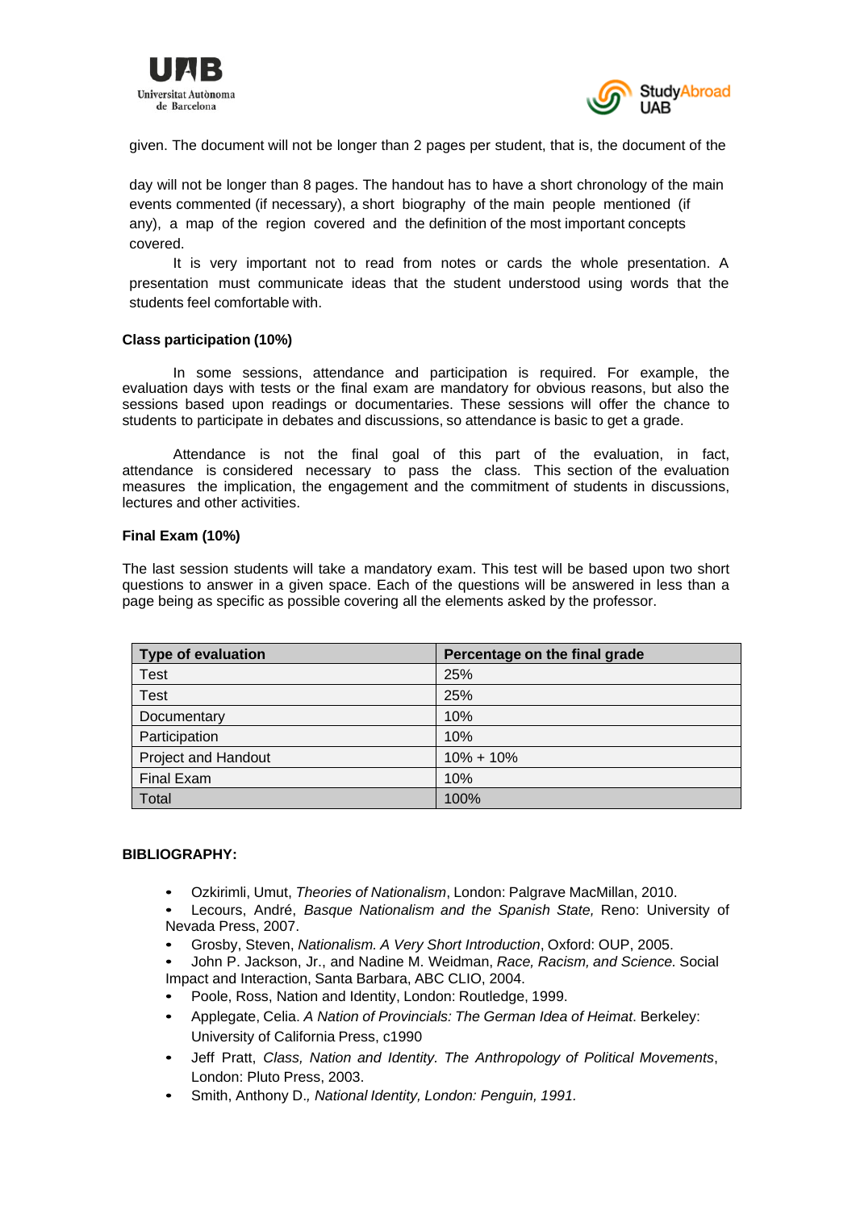given. The document will not be longer than 2 pages per student, that is, the document of the

day will not be longer than 8 pages. The handout has to have a short chronology of the main events commented (if necessary), a short biography of the main people mentioned (if any), a map of the region covered and the definition of the most important concepts covered.

It is very important not to read from notes or cards the whole presentation. A presentation must communicate ideas that the student understood using words that the students feel comfortable with.

**Class participation (10%)**

In some sessions, attendance and participation is required. For example, the evaluation days with tests or the final exam are mandatory for obvious reasons, but also the sessions based upon readings or documentaries. These sessions will offer the chance to students to participate in debates and discussions, so attendance is basic to get a grade.

Attendance is not the final goal of this part of the evaluation, in fact, attendance is considered necessary to pass the class. This section of the evaluation measures the implication, the engagement and the commitment of students in discussions, lectures and other activities.

**Final Exam (10%)**

The last session students will take a mandatory exam. This test will be based upon two short questions to answer in a given space. Each of the questions will be answered in less than a page being as specific as possible covering all the elements asked by the professor.

| Type of evaluation | Percentage on the final grade |
|---|---|
| Test | 25% |
| Test | 25% |
| Documentary | 10% |
| Participation | 10% |
| Project and Handout | 10% + 10% |
| Final Exam | 10% |
| Total | 100% |

**BIBLIOGRAPHY:**

- Ozkirimli, Umut, *Theories of Nationalism*, London: Palgrave MacMillan, 2010.
- Lecours, André, *Basque Nationalism and the Spanish State,* Reno: University of Nevada Press, 2007.
- Grosby, Steven, *Nationalism. A Very Short Introduction*, Oxford: OUP, 2005.
- John P. Jackson, Jr., and Nadine M. Weidman, *Race, Racism, and Science.* Social Impact and Interaction, Santa Barbara, ABC CLIO, 2004.
- Poole, Ross, Nation and Identity, London: Routledge, 1999.
- Applegate, Celia. *A Nation of Provincials: The German Idea of Heimat*. Berkeley: University of California Press, c1990
- Jeff Pratt, *Class, Nation and Identity. The Anthropology of Political Movements*, London: Pluto Press, 2003.
- Smith, Anthony D.*, National Identity, London: Penguin, 1991.*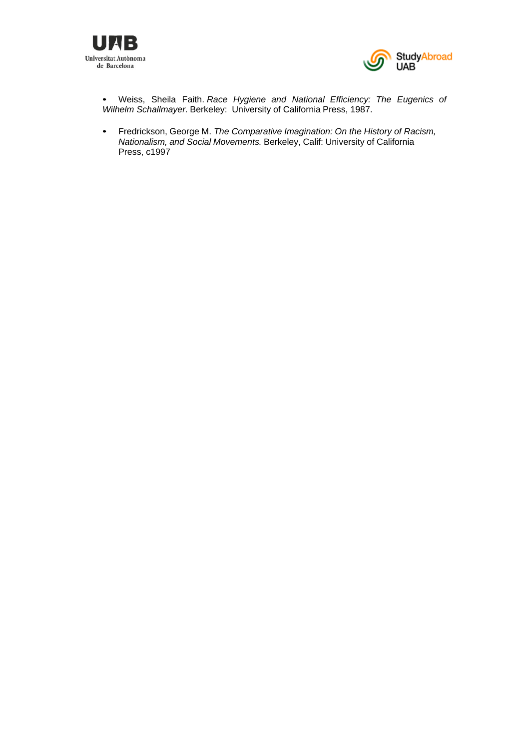- Weiss, Sheila Faith. *Race Hygiene and National Efficiency: The Eugenics of Wilhelm Schallmayer.* Berkeley: University of California Press, 1987.

- Fredrickson, George M. *The Comparative Imagination: On the History of Racism, Nationalism, and Social Movements.* Berkeley, Calif: University of California Press, c1997